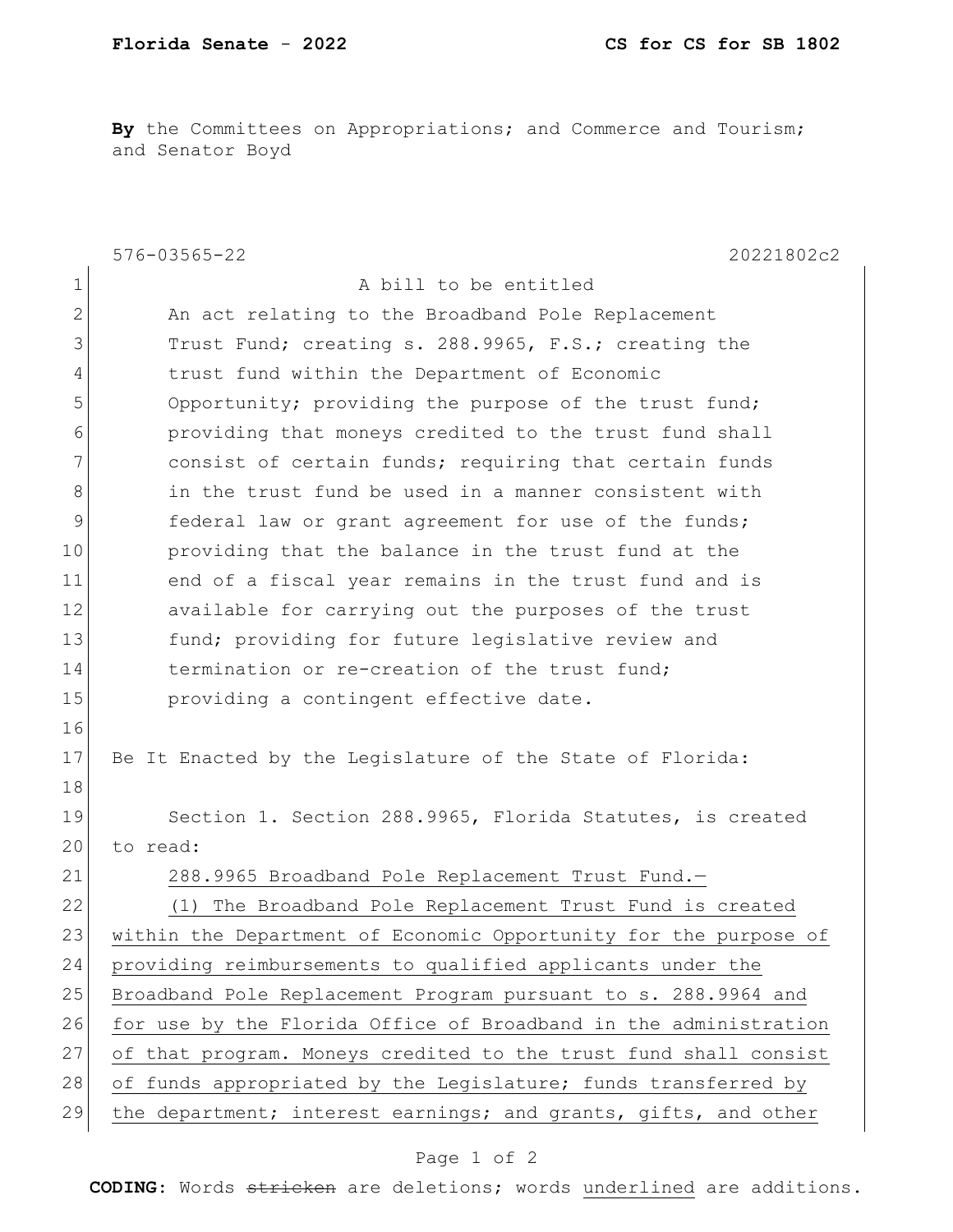**By** the Committees on Appropriations; and Commerce and Tourism; and Senator Boyd

576-03565-22 20221802c2

A bill to be entitled

An act relating to the Broadband Pole Replacement Trust Fund; creating s. 288.9965, F.S.; creating the trust fund within the Department of Economic Opportunity; providing the purpose of the trust fund; providing that moneys credited to the trust fund shall consist of certain funds; requiring that certain funds in the trust fund be used in a manner consistent with federal law or grant agreement for use of the funds; providing that the balance in the trust fund at the end of a fiscal year remains in the trust fund and is available for carrying out the purposes of the trust fund; providing for future legislative review and termination or re-creation of the trust fund; providing a contingent effective date.

Be It Enacted by the Legislature of the State of Florida:

Section 1. Section 288.9965, Florida Statutes, is created to read:

288.9965 Broadband Pole Replacement Trust Fund.—

(1) The Broadband Pole Replacement Trust Fund is created within the Department of Economic Opportunity for the purpose of providing reimbursements to qualified applicants under the Broadband Pole Replacement Program pursuant to s. 288.9964 and for use by the Florida Office of Broadband in the administration of that program. Moneys credited to the trust fund shall consist of funds appropriated by the Legislature; funds transferred by the department; interest earnings; and grants, gifts, and other

**CODING:** Words ~~stricken~~ are deletions; words underlined are additions.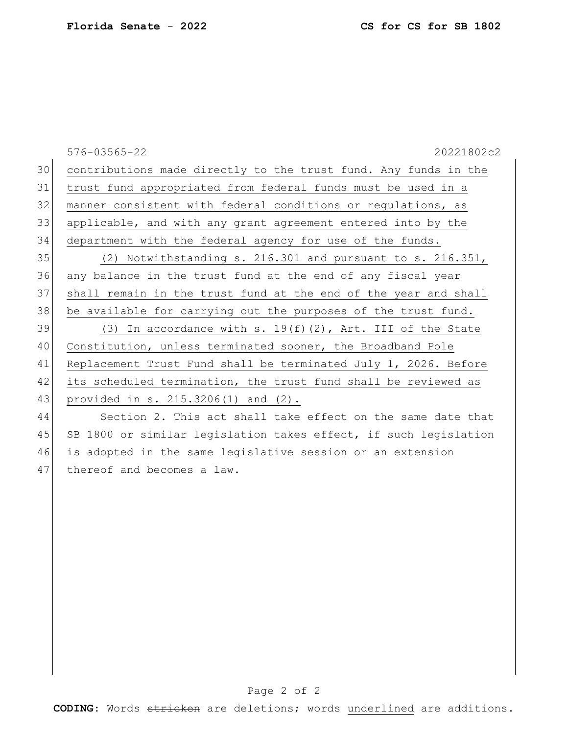576-03565-22 20221802c2

contributions made directly to the trust fund. Any funds in the trust fund appropriated from federal funds must be used in a manner consistent with federal conditions or regulations, as applicable, and with any grant agreement entered into by the department with the federal agency for use of the funds.

(2) Notwithstanding s. 216.301 and pursuant to s. 216.351, any balance in the trust fund at the end of any fiscal year shall remain in the trust fund at the end of the year and shall be available for carrying out the purposes of the trust fund.

(3) In accordance with s. 19(f)(2), Art. III of the State Constitution, unless terminated sooner, the Broadband Pole Replacement Trust Fund shall be terminated July 1, 2026. Before its scheduled termination, the trust fund shall be reviewed as provided in s. 215.3206(1) and (2).

Section 2. This act shall take effect on the same date that SB 1800 or similar legislation takes effect, if such legislation is adopted in the same legislative session or an extension thereof and becomes a law.

**CODING:** Words ~~stricken~~ are deletions; words underlined are additions.